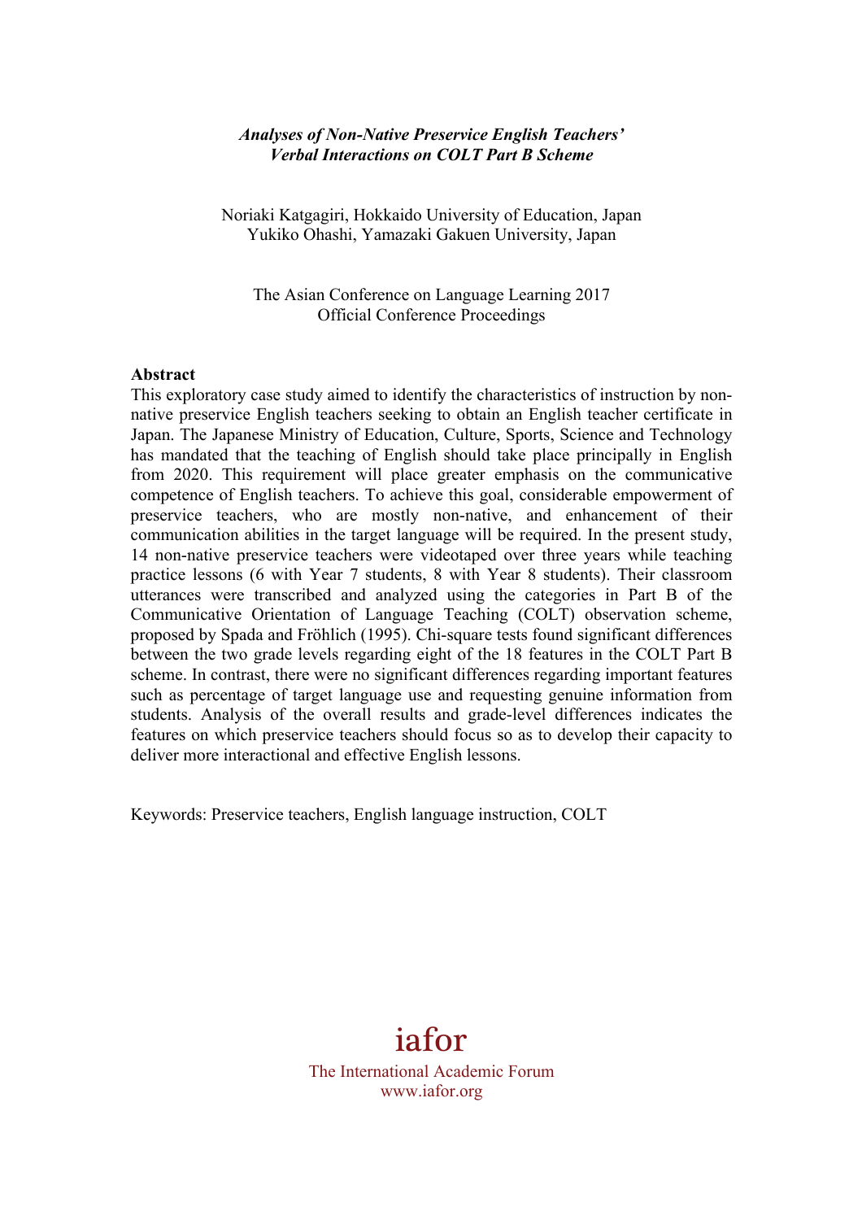***Analyses of Non-Native Preservice English Teachers' Verbal Interactions on COLT Part B Scheme***

Noriaki Katgagiri, Hokkaido University of Education, Japan
Yukiko Ohashi, Yamazaki Gakuen University, Japan

The Asian Conference on Language Learning 2017
Official Conference Proceedings

**Abstract**

This exploratory case study aimed to identify the characteristics of instruction by non-native preservice English teachers seeking to obtain an English teacher certificate in Japan. The Japanese Ministry of Education, Culture, Sports, Science and Technology has mandated that the teaching of English should take place principally in English from 2020. This requirement will place greater emphasis on the communicative competence of English teachers. To achieve this goal, considerable empowerment of preservice teachers, who are mostly non-native, and enhancement of their communication abilities in the target language will be required. In the present study, 14 non-native preservice teachers were videotaped over three years while teaching practice lessons (6 with Year 7 students, 8 with Year 8 students). Their classroom utterances were transcribed and analyzed using the categories in Part B of the Communicative Orientation of Language Teaching (COLT) observation scheme, proposed by Spada and Fröhlich (1995). Chi-square tests found significant differences between the two grade levels regarding eight of the 18 features in the COLT Part B scheme. In contrast, there were no significant differences regarding important features such as percentage of target language use and requesting genuine information from students. Analysis of the overall results and grade-level differences indicates the features on which preservice teachers should focus so as to develop their capacity to deliver more interactional and effective English lessons.

Keywords: Preservice teachers, English language instruction, COLT

iafor
The International Academic Forum
www.iafor.org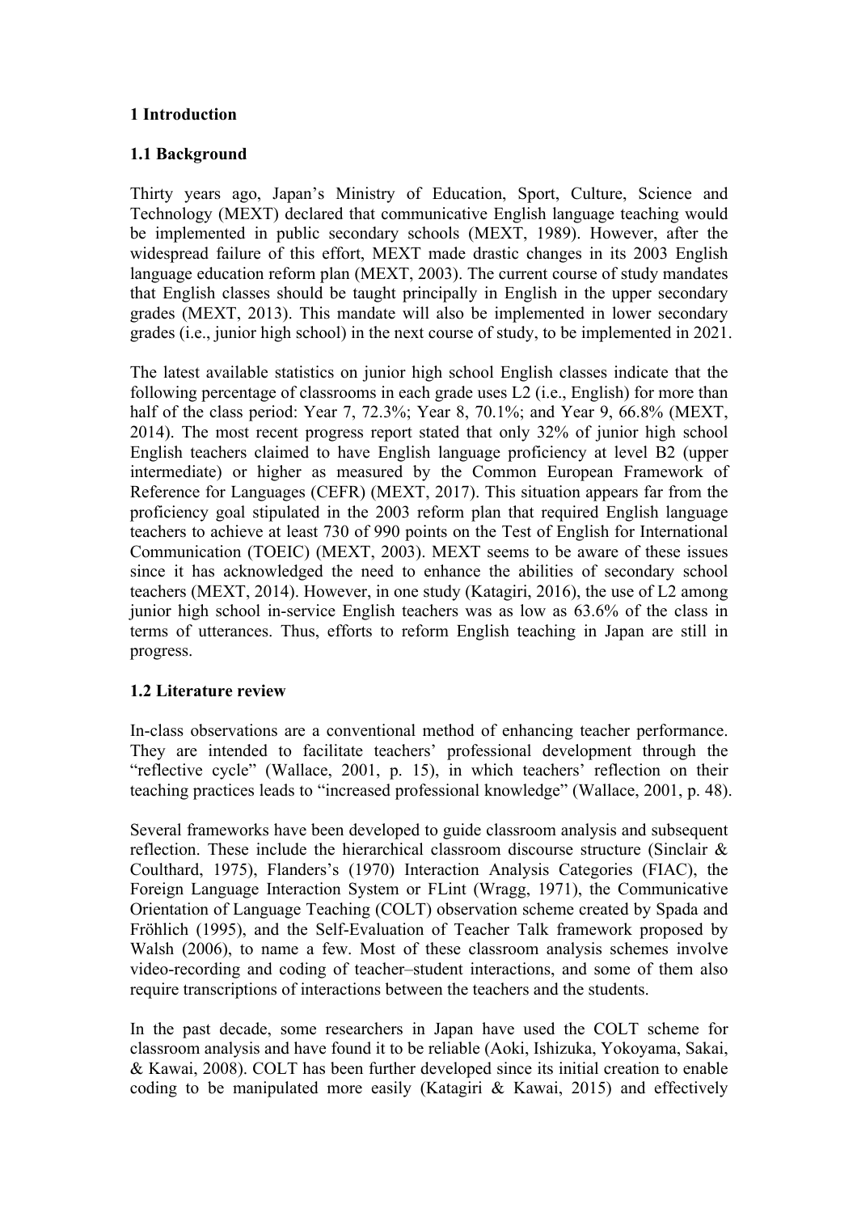## 1 Introduction

### 1.1 Background

Thirty years ago, Japan's Ministry of Education, Sport, Culture, Science and Technology (MEXT) declared that communicative English language teaching would be implemented in public secondary schools (MEXT, 1989). However, after the widespread failure of this effort, MEXT made drastic changes in its 2003 English language education reform plan (MEXT, 2003). The current course of study mandates that English classes should be taught principally in English in the upper secondary grades (MEXT, 2013). This mandate will also be implemented in lower secondary grades (i.e., junior high school) in the next course of study, to be implemented in 2021.

The latest available statistics on junior high school English classes indicate that the following percentage of classrooms in each grade uses L2 (i.e., English) for more than half of the class period: Year 7, 72.3%; Year 8, 70.1%; and Year 9, 66.8% (MEXT, 2014). The most recent progress report stated that only 32% of junior high school English teachers claimed to have English language proficiency at level B2 (upper intermediate) or higher as measured by the Common European Framework of Reference for Languages (CEFR) (MEXT, 2017). This situation appears far from the proficiency goal stipulated in the 2003 reform plan that required English language teachers to achieve at least 730 of 990 points on the Test of English for International Communication (TOEIC) (MEXT, 2003). MEXT seems to be aware of these issues since it has acknowledged the need to enhance the abilities of secondary school teachers (MEXT, 2014). However, in one study (Katagiri, 2016), the use of L2 among junior high school in-service English teachers was as low as 63.6% of the class in terms of utterances. Thus, efforts to reform English teaching in Japan are still in progress.

### 1.2 Literature review

In-class observations are a conventional method of enhancing teacher performance. They are intended to facilitate teachers' professional development through the "reflective cycle" (Wallace, 2001, p. 15), in which teachers' reflection on their teaching practices leads to "increased professional knowledge" (Wallace, 2001, p. 48).

Several frameworks have been developed to guide classroom analysis and subsequent reflection. These include the hierarchical classroom discourse structure (Sinclair & Coulthard, 1975), Flanders's (1970) Interaction Analysis Categories (FIAC), the Foreign Language Interaction System or FLint (Wragg, 1971), the Communicative Orientation of Language Teaching (COLT) observation scheme created by Spada and Fröhlich (1995), and the Self-Evaluation of Teacher Talk framework proposed by Walsh (2006), to name a few. Most of these classroom analysis schemes involve video-recording and coding of teacher–student interactions, and some of them also require transcriptions of interactions between the teachers and the students.

In the past decade, some researchers in Japan have used the COLT scheme for classroom analysis and have found it to be reliable (Aoki, Ishizuka, Yokoyama, Sakai, & Kawai, 2008). COLT has been further developed since its initial creation to enable coding to be manipulated more easily (Katagiri & Kawai, 2015) and effectively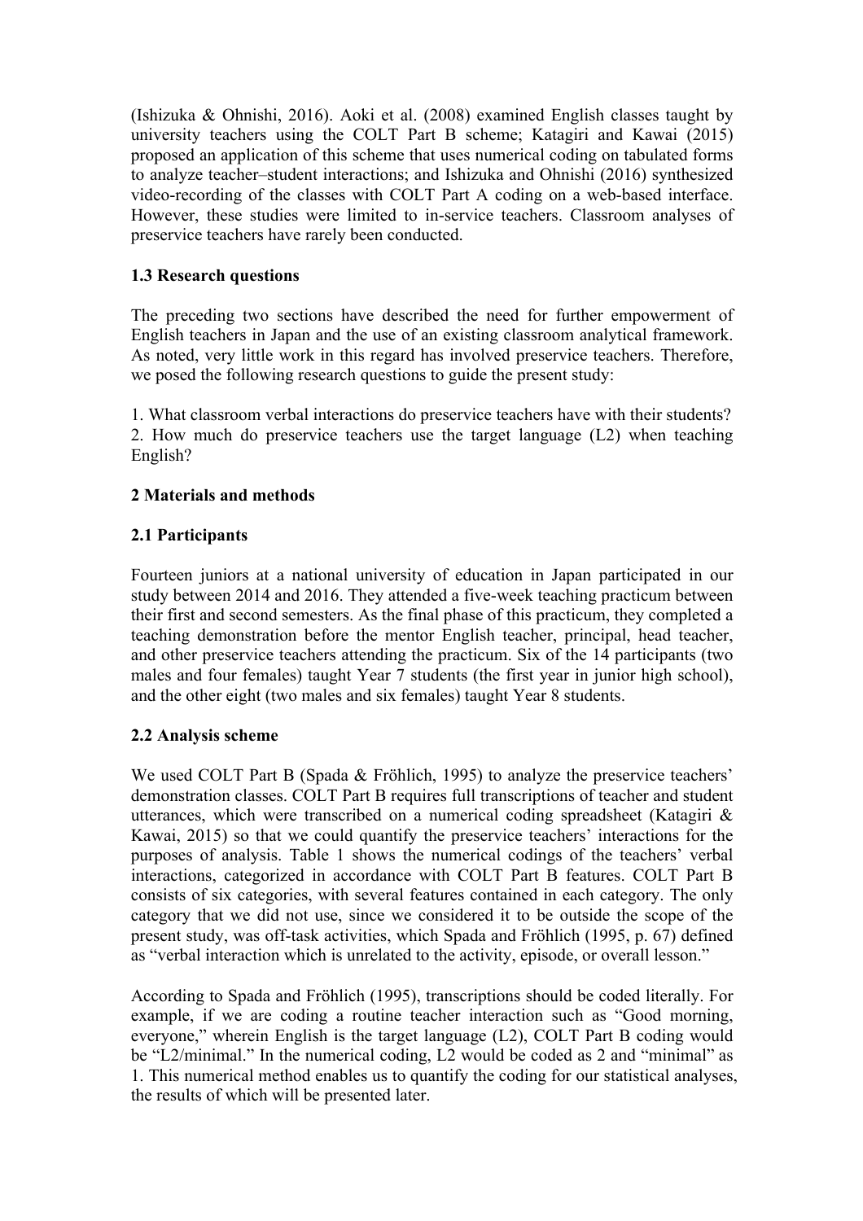(Ishizuka & Ohnishi, 2016). Aoki et al. (2008) examined English classes taught by university teachers using the COLT Part B scheme; Katagiri and Kawai (2015) proposed an application of this scheme that uses numerical coding on tabulated forms to analyze teacher–student interactions; and Ishizuka and Ohnishi (2016) synthesized video-recording of the classes with COLT Part A coding on a web-based interface. However, these studies were limited to in-service teachers. Classroom analyses of preservice teachers have rarely been conducted.

### 1.3 Research questions

The preceding two sections have described the need for further empowerment of English teachers in Japan and the use of an existing classroom analytical framework. As noted, very little work in this regard has involved preservice teachers. Therefore, we posed the following research questions to guide the present study:

1. What classroom verbal interactions do preservice teachers have with their students?
2. How much do preservice teachers use the target language (L2) when teaching English?

## 2 Materials and methods

### 2.1 Participants

Fourteen juniors at a national university of education in Japan participated in our study between 2014 and 2016. They attended a five-week teaching practicum between their first and second semesters. As the final phase of this practicum, they completed a teaching demonstration before the mentor English teacher, principal, head teacher, and other preservice teachers attending the practicum. Six of the 14 participants (two males and four females) taught Year 7 students (the first year in junior high school), and the other eight (two males and six females) taught Year 8 students.

### 2.2 Analysis scheme

We used COLT Part B (Spada & Fröhlich, 1995) to analyze the preservice teachers' demonstration classes. COLT Part B requires full transcriptions of teacher and student utterances, which were transcribed on a numerical coding spreadsheet (Katagiri & Kawai, 2015) so that we could quantify the preservice teachers' interactions for the purposes of analysis. Table 1 shows the numerical codings of the teachers' verbal interactions, categorized in accordance with COLT Part B features. COLT Part B consists of six categories, with several features contained in each category. The only category that we did not use, since we considered it to be outside the scope of the present study, was off-task activities, which Spada and Fröhlich (1995, p. 67) defined as "verbal interaction which is unrelated to the activity, episode, or overall lesson."

According to Spada and Fröhlich (1995), transcriptions should be coded literally. For example, if we are coding a routine teacher interaction such as "Good morning, everyone," wherein English is the target language (L2), COLT Part B coding would be "L2/minimal." In the numerical coding, L2 would be coded as 2 and "minimal" as 1. This numerical method enables us to quantify the coding for our statistical analyses, the results of which will be presented later.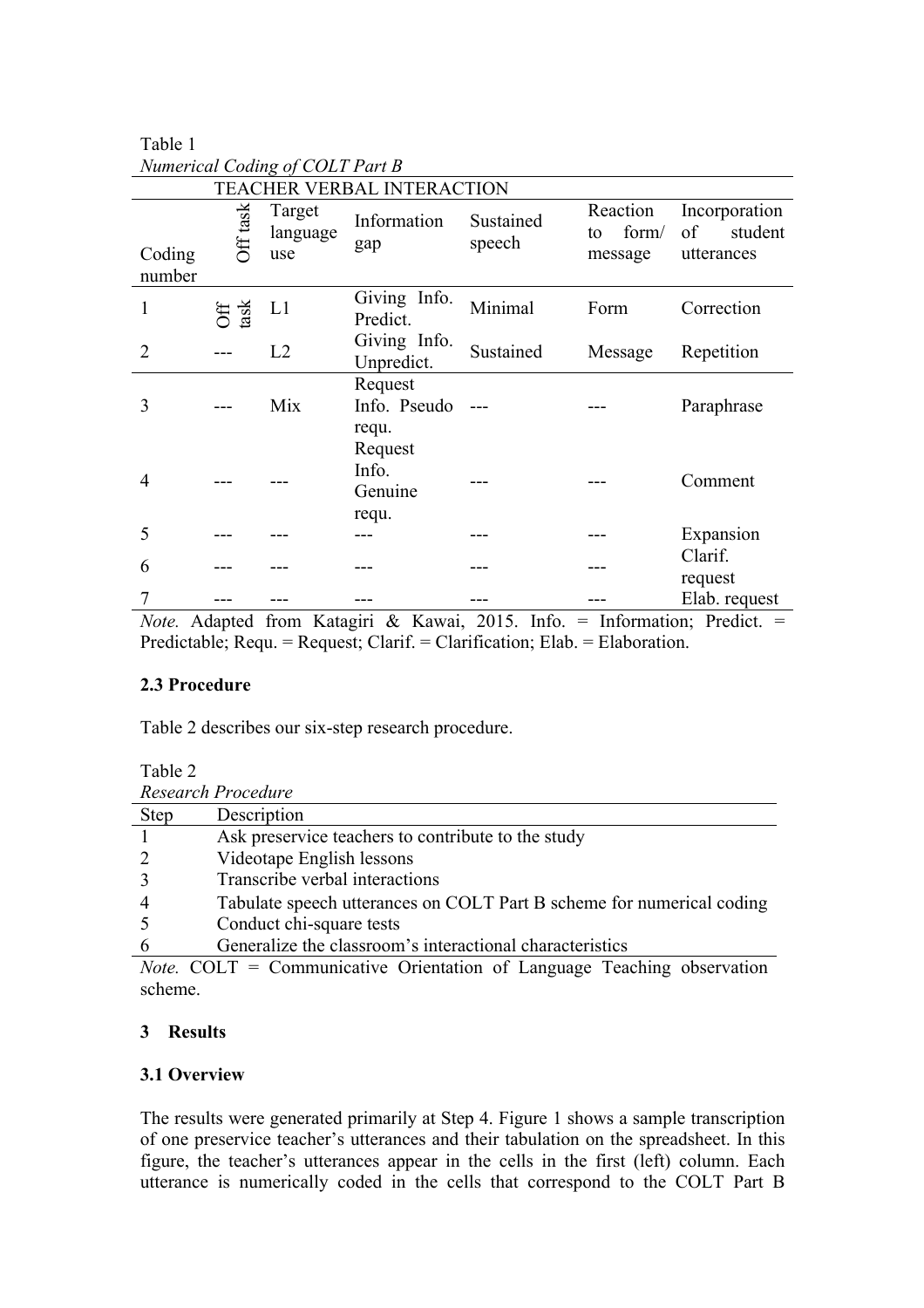Table 1
*Numerical Coding of COLT Part B*

| | TEACHER VERBAL INTERACTION | | | | | |
|---|---|---|---|---|---|---|
| Coding number | Off task | Target language use | Information gap | Sustained speech | Reaction to form/ message | Incorporation of student utterances |
| 1 | Off task | L1 | Giving Info. Predict. | Minimal | Form | Correction |
| 2 | --- | L2 | Giving Info. Unpredict. | Sustained | Message | Repetition |
| 3 | --- | Mix | Request Info. Pseudo requ. | --- | --- | Paraphrase |
| 4 | --- | --- | Request Info. Genuine requ. | --- | --- | Comment |
| 5 | --- | --- | --- | --- | --- | Expansion |
| 6 | --- | --- | --- | --- | --- | Clarif. request |
| 7 | --- | --- | --- | --- | --- | Elab. request |

*Note.* Adapted from Katagiri & Kawai, 2015. Info. = Information; Predict. = Predictable; Requ. = Request; Clarif. = Clarification; Elab. = Elaboration.

### 2.3 Procedure

Table 2 describes our six-step research procedure.

Table 2
*Research Procedure*

| Step | Description |
|---|---|
| 1 | Ask preservice teachers to contribute to the study |
| 2 | Videotape English lessons |
| 3 | Transcribe verbal interactions |
| 4 | Tabulate speech utterances on COLT Part B scheme for numerical coding |
| 5 | Conduct chi-square tests |
| 6 | Generalize the classroom's interactional characteristics |

*Note.* COLT = Communicative Orientation of Language Teaching observation scheme.

## 3 Results

### 3.1 Overview

The results were generated primarily at Step 4. Figure 1 shows a sample transcription of one preservice teacher's utterances and their tabulation on the spreadsheet. In this figure, the teacher's utterances appear in the cells in the first (left) column. Each utterance is numerically coded in the cells that correspond to the COLT Part B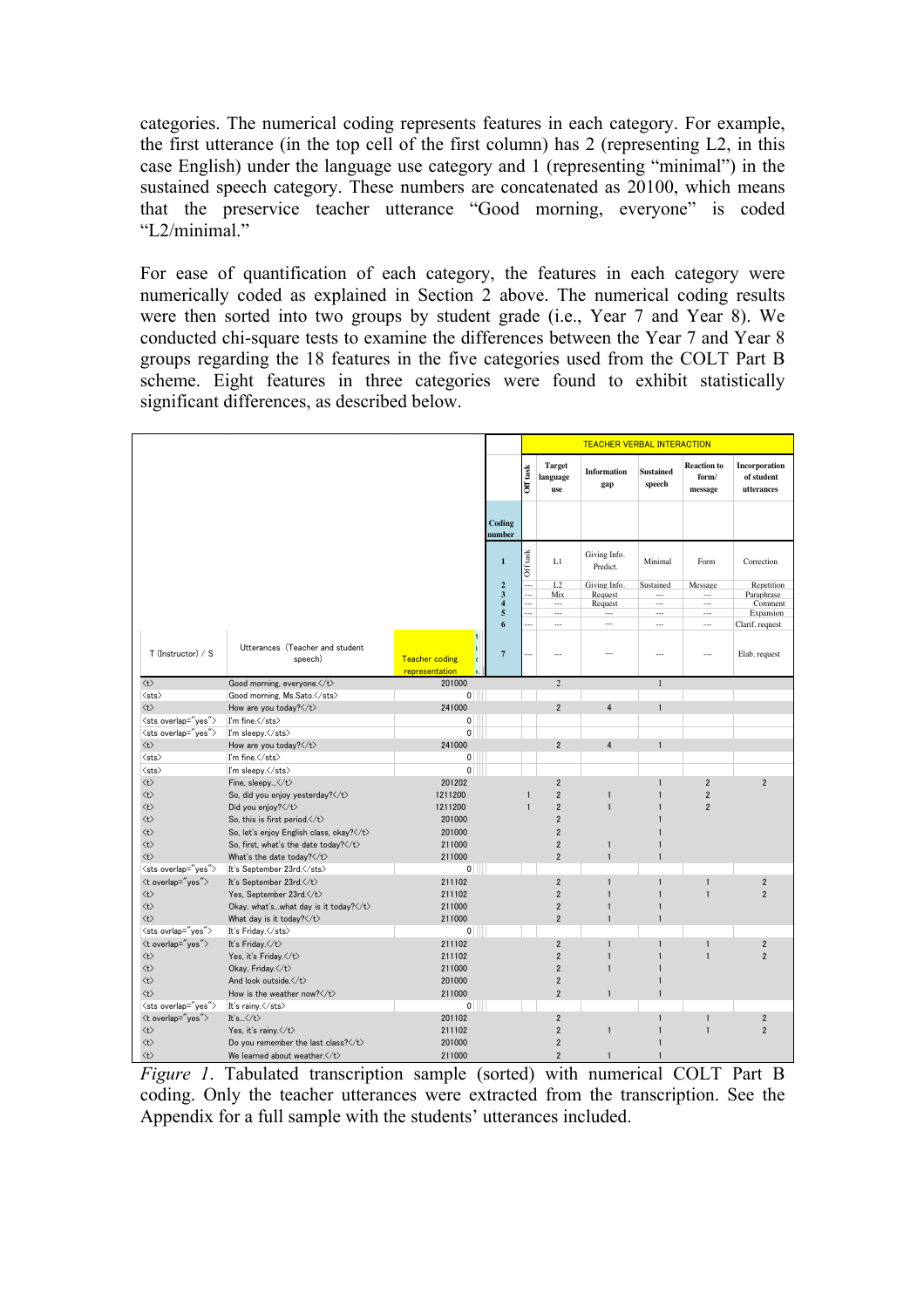categories. The numerical coding represents features in each category. For example, the first utterance (in the top cell of the first column) has 2 (representing L2, in this case English) under the language use category and 1 (representing "minimal") in the sustained speech category. These numbers are concatenated as 20100, which means that the preservice teacher utterance "Good morning, everyone" is coded "L2/minimal."

For ease of quantification of each category, the features in each category were numerically coded as explained in Section 2 above. The numerical coding results were then sorted into two groups by student grade (i.e., Year 7 and Year 8). We conducted chi-square tests to examine the differences between the Year 7 and Year 8 groups regarding the 18 features in the five categories used from the COLT Part B scheme. Eight features in three categories were found to exhibit statistically significant differences, as described below.

| | | | | TEACHER VERBAL INTERACTION | | | | | |
|---|---|---|---|---|---|---|---|---|---|
| | | | | Off task | Target language use | Information gap | Sustained speech | Reaction to form/ message | Incorporation of student utterances |
| | | | Coding number | | | | | | |
| | | | 1 | Off task | L1 | Giving Info. Predict. | Minimal | Form | Correction |
| | | | 2 | --- | L2 | Giving Info. | Sustained | Message | Repetition |
| | | | 3 | --- | Mix | Request | --- | --- | Paraphrase |
| | | | 4 | --- | --- | Request | --- | --- | Comment |
| | | | 5 | --- | --- | --- | --- | --- | Expansion |
| | | | 6 | --- | --- | --- | --- | --- | Clarif. request |
| T (Instructor) / S | Utterances (Teacher and student speech) | Teacher coding representation | 7 | --- | --- | --- | --- | --- | Elab. request |
| <t> | Good morning, everyone.</t> | 201000 | | | 2 | | 1 | | |
| <sts> | Good morning, Ms.Sato.</sts> | 0 | | | | | | | |
| <t> | How are you today?</t> | 241000 | | | 2 | 4 | 1 | | |
| <sts overlap="yes"> | I'm fine.</sts> | 0 | | | | | | | |
| <sts overlap="yes"> | I'm sleepy.</sts> | 0 | | | | | | | |
| <t> | How are you today?</t> | 241000 | | | 2 | 4 | 1 | | |
| <sts> | I'm fine.</sts> | 0 | | | | | | | |
| <sts> | I'm sleepy.</sts> | 0 | | | | | | | |
| <t> | Fine, sleepy...</t> | 201202 | | | 2 | | 1 | 2 | 2 |
| <t> | So, did you enjoy yesterday?</t> | 1211200 | | 1 | 2 | 1 | 1 | 2 | |
| <t> | Did you enjoy?</t> | 1211200 | | 1 | 2 | 1 | 1 | 2 | |
| <t> | So, this is first period.</t> | 201000 | | | 2 | | 1 | | |
| <t> | So, let's enjoy English class, okay?</t> | 201000 | | | 2 | | 1 | | |
| <t> | So, first, what's the date today?</t> | 211000 | | | 2 | 1 | 1 | | |
| <t> | What's the date today?</t> | 211000 | | | 2 | 1 | 1 | | |
| <sts overlap="yes"> | It's September 23rd.</sts> | 0 | | | | | | | |
| <t overlap="yes"> | It's September 23rd.</t> | 211102 | | | 2 | 1 | 1 | 1 | 2 |
| <t> | Yes, September 23rd.</t> | 211102 | | | 2 | 1 | 1 | 1 | 2 |
| <t> | Okay, what's...what day is it today?</t> | 211000 | | | 2 | 1 | 1 | | |
| <t> | What day is it today?</t> | 211000 | | | 2 | 1 | 1 | | |
| <sts ovrlap="yes"> | It's Friday.</sts> | 0 | | | | | | | |
| <t overlap="yes"> | It's Friday.</t> | 211102 | | | 2 | 1 | 1 | 1 | 2 |
| <t> | Yes, it's Friday.</t> | 211102 | | | 2 | 1 | 1 | 1 | 2 |
| <t> | Okay, Friday.</t> | 211000 | | | 2 | 1 | 1 | | |
| <t> | And look outside.</t> | 201000 | | | 2 | | 1 | | |
| <t> | How is the weather now?</t> | 211000 | | | 2 | 1 | 1 | | |
| <sts overlap="yes"> | It's rainy.</sts> | 0 | | | | | | | |
| <t overlap="yes"> | It's...</t> | 201102 | | | 2 | | 1 | 1 | 2 |
| <t> | Yes, it's rainy.</t> | 211102 | | | 2 | 1 | 1 | 1 | 2 |
| <t> | Do you remember the last class?</t> | 201000 | | | 2 | | 1 | | |
| <t> | We learned about weather.</t> | 211000 | | | 2 | 1 | 1 | | |

*Figure 1*. Tabulated transcription sample (sorted) with numerical COLT Part B coding. Only the teacher utterances were extracted from the transcription. See the Appendix for a full sample with the students' utterances included.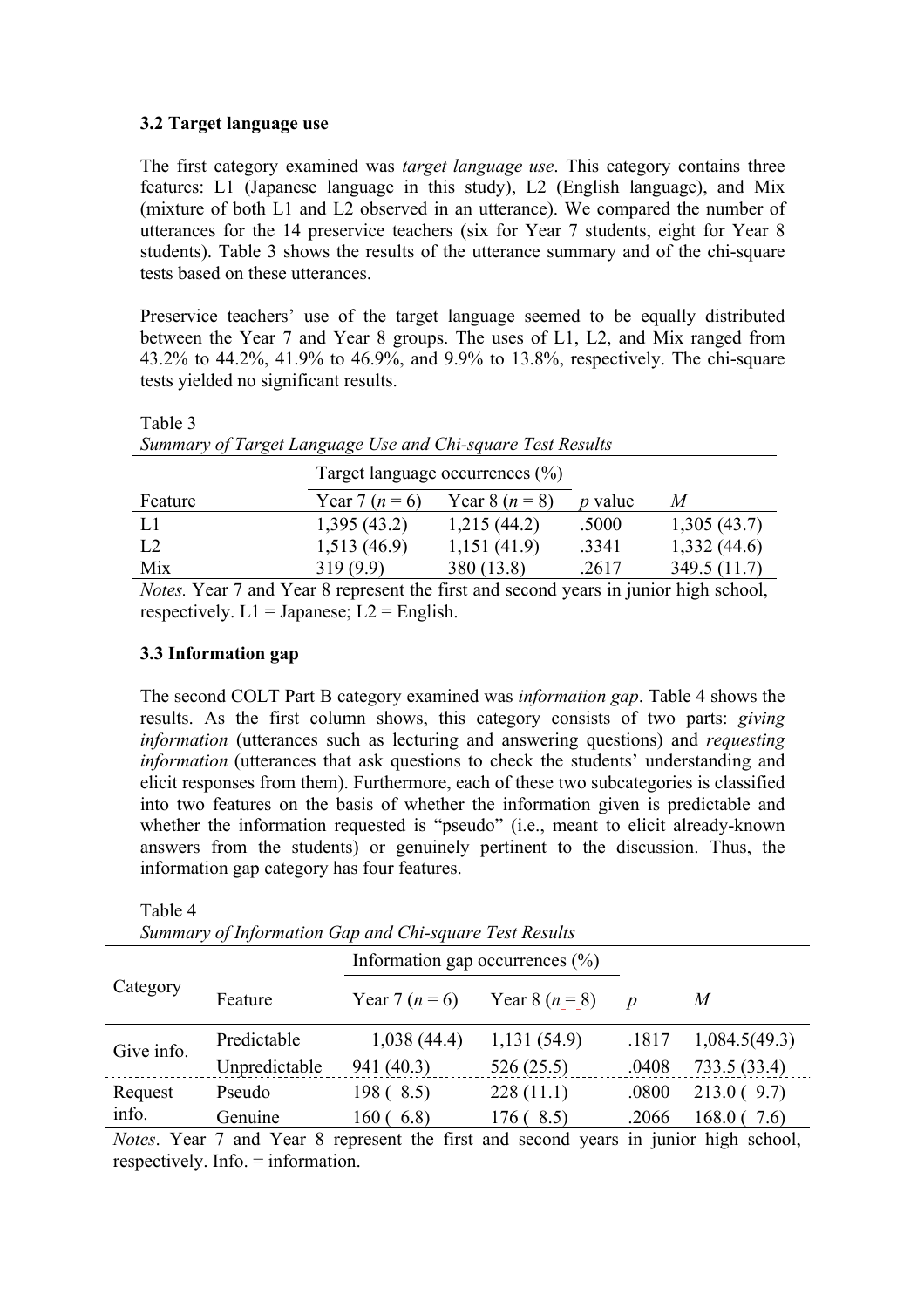### 3.2 Target language use

The first category examined was *target language use*. This category contains three features: L1 (Japanese language in this study), L2 (English language), and Mix (mixture of both L1 and L2 observed in an utterance). We compared the number of utterances for the 14 preservice teachers (six for Year 7 students, eight for Year 8 students). Table 3 shows the results of the utterance summary and of the chi-square tests based on these utterances.

Preservice teachers' use of the target language seemed to be equally distributed between the Year 7 and Year 8 groups. The uses of L1, L2, and Mix ranged from 43.2% to 44.2%, 41.9% to 46.9%, and 9.9% to 13.8%, respectively. The chi-square tests yielded no significant results.

Table 3
*Summary of Target Language Use and Chi-square Test Results*

| | Target language occurrences (%) | | | |
|---|---|---|---|---|
| Feature | Year 7 ($n$ = 6) | Year 8 ($n$ = 8) | $p$ value | $M$ |
| L1 | 1,395 (43.2) | 1,215 (44.2) | .5000 | 1,305 (43.7) |
| L2 | 1,513 (46.9) | 1,151 (41.9) | .3341 | 1,332 (44.6) |
| Mix | 319 (9.9) | 380 (13.8) | .2617 | 349.5 (11.7) |

*Notes.* Year 7 and Year 8 represent the first and second years in junior high school, respectively. L1 = Japanese; L2 = English.

### 3.3 Information gap

The second COLT Part B category examined was *information gap*. Table 4 shows the results. As the first column shows, this category consists of two parts: *giving information* (utterances such as lecturing and answering questions) and *requesting information* (utterances that ask questions to check the students' understanding and elicit responses from them). Furthermore, each of these two subcategories is classified into two features on the basis of whether the information given is predictable and whether the information requested is "pseudo" (i.e., meant to elicit already-known answers from the students) or genuinely pertinent to the discussion. Thus, the information gap category has four features.

Table 4
*Summary of Information Gap and Chi-square Test Results*

| Category | Feature | Information gap occurrences (%) | | | |
|---|---|---|---|---|---|
| | | Year 7 ($n$ = 6) | Year 8 ($n$ = 8) | $p$ | $M$ |
| Give info. | Predictable | 1,038 (44.4) | 1,131 (54.9) | .1817 | 1,084.5(49.3) |
| | Unpredictable | 941 (40.3) | 526 (25.5) | .0408 | 733.5 (33.4) |
| Request info. | Pseudo | 198 ( 8.5) | 228 (11.1) | .0800 | 213.0 ( 9.7) |
| | Genuine | 160 ( 6.8) | 176 ( 8.5) | .2066 | 168.0 ( 7.6) |

*Notes*. Year 7 and Year 8 represent the first and second years in junior high school, respectively. Info. = information.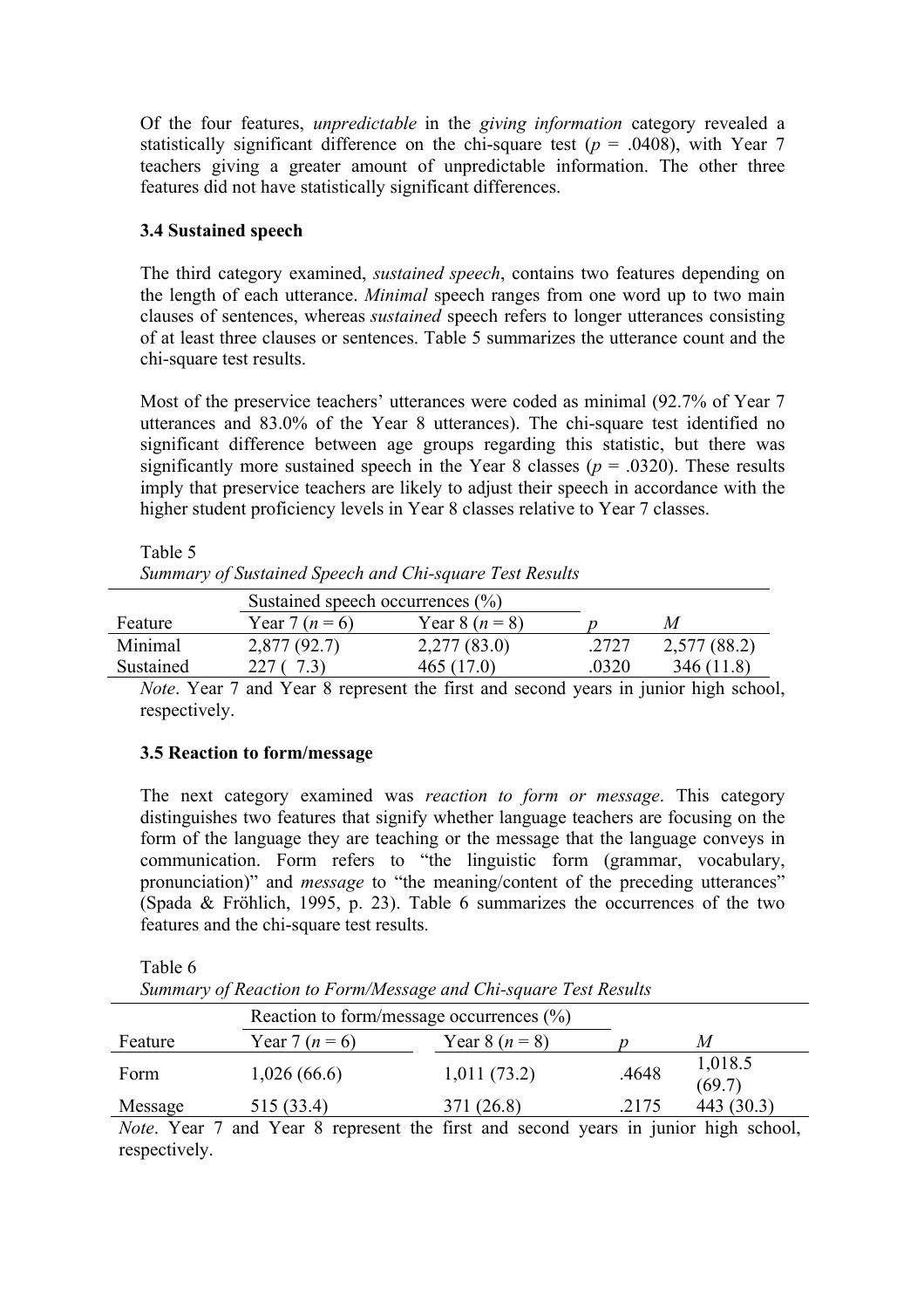Of the four features, *unpredictable* in the *giving information* category revealed a statistically significant difference on the chi-square test ($p$ = .0408), with Year 7 teachers giving a greater amount of unpredictable information. The other three features did not have statistically significant differences.

### 3.4 Sustained speech

The third category examined, *sustained speech*, contains two features depending on the length of each utterance. *Minimal* speech ranges from one word up to two main clauses of sentences, whereas *sustained* speech refers to longer utterances consisting of at least three clauses or sentences. Table 5 summarizes the utterance count and the chi-square test results.

Most of the preservice teachers' utterances were coded as minimal (92.7% of Year 7 utterances and 83.0% of the Year 8 utterances). The chi-square test identified no significant difference between age groups regarding this statistic, but there was significantly more sustained speech in the Year 8 classes ($p$ = .0320). These results imply that preservice teachers are likely to adjust their speech in accordance with the higher student proficiency levels in Year 8 classes relative to Year 7 classes.

Table 5
*Summary of Sustained Speech and Chi-square Test Results*

| | Sustained speech occurrences (%) | | | |
|---|---|---|---|---|
| Feature | Year 7 ($n$ = 6) | Year 8 ($n$ = 8) | $p$ | $M$ |
| Minimal | 2,877 (92.7) | 2,277 (83.0) | .2727 | 2,577 (88.2) |
| Sustained | 227 ( 7.3) | 465 (17.0) | .0320 | 346 (11.8) |

*Note*. Year 7 and Year 8 represent the first and second years in junior high school, respectively.

### 3.5 Reaction to form/message

The next category examined was *reaction to form or message*. This category distinguishes two features that signify whether language teachers are focusing on the form of the language they are teaching or the message that the language conveys in communication. Form refers to "the linguistic form (grammar, vocabulary, pronunciation)" and *message* to "the meaning/content of the preceding utterances" (Spada & Fröhlich, 1995, p. 23). Table 6 summarizes the occurrences of the two features and the chi-square test results.

Table 6
*Summary of Reaction to Form/Message and Chi-square Test Results*

| | Reaction to form/message occurrences (%) | | | |
|---|---|---|---|---|
| Feature | Year 7 ($n$ = 6) | Year 8 ($n$ = 8) | $p$ | $M$ |
| Form | 1,026 (66.6) | 1,011 (73.2) | .4648 | 1,018.5 (69.7) |
| Message | 515 (33.4) | 371 (26.8) | .2175 | 443 (30.3) |

*Note*. Year 7 and Year 8 represent the first and second years in junior high school, respectively.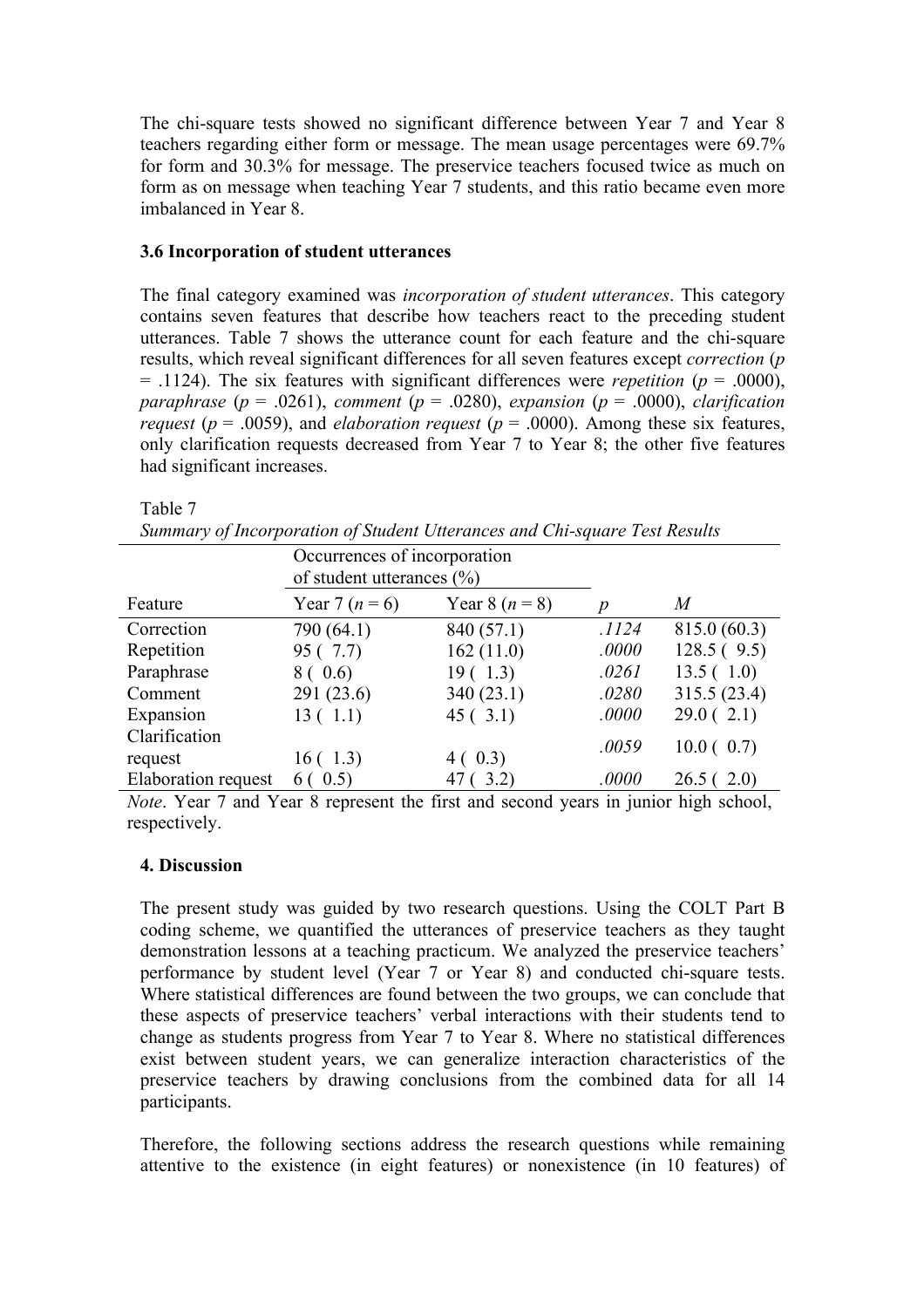The chi-square tests showed no significant difference between Year 7 and Year 8 teachers regarding either form or message. The mean usage percentages were 69.7% for form and 30.3% for message. The preservice teachers focused twice as much on form as on message when teaching Year 7 students, and this ratio became even more imbalanced in Year 8.

### 3.6 Incorporation of student utterances

The final category examined was *incorporation of student utterances*. This category contains seven features that describe how teachers react to the preceding student utterances. Table 7 shows the utterance count for each feature and the chi-square results, which reveal significant differences for all seven features except *correction* ($p$ = .1124). The six features with significant differences were *repetition* ($p$ = .0000), *paraphrase* ($p$ = .0261), *comment* ($p$ = .0280), *expansion* ($p$ = .0000), *clarification request* ($p$ = .0059), and *elaboration request* ($p$ = .0000). Among these six features, only clarification requests decreased from Year 7 to Year 8; the other five features had significant increases.

Table 7

*Summary of Incorporation of Student Utterances and Chi-square Test Results*

| | Occurrences of incorporation of student utterances (%) | | | |
|---|---|---|---|---|
| Feature | Year 7 ($n$ = 6) | Year 8 ($n$ = 8) | $p$ | $M$ |
| Correction | 790 (64.1) | 840 (57.1) | *.1124* | 815.0 (60.3) |
| Repetition | 95 ( 7.7) | 162 (11.0) | *.0000* | 128.5 ( 9.5) |
| Paraphrase | 8 ( 0.6) | 19 ( 1.3) | *.0261* | 13.5 ( 1.0) |
| Comment | 291 (23.6) | 340 (23.1) | *.0280* | 315.5 (23.4) |
| Expansion | 13 ( 1.1) | 45 ( 3.1) | *.0000* | 29.0 ( 2.1) |
| Clarification request | 16 ( 1.3) | 4 ( 0.3) | *.0059* | 10.0 ( 0.7) |
| Elaboration request | 6 ( 0.5) | 47 ( 3.2) | *.0000* | 26.5 ( 2.0) |

*Note*. Year 7 and Year 8 represent the first and second years in junior high school, respectively.

## 4. Discussion

The present study was guided by two research questions. Using the COLT Part B coding scheme, we quantified the utterances of preservice teachers as they taught demonstration lessons at a teaching practicum. We analyzed the preservice teachers' performance by student level (Year 7 or Year 8) and conducted chi-square tests. Where statistical differences are found between the two groups, we can conclude that these aspects of preservice teachers' verbal interactions with their students tend to change as students progress from Year 7 to Year 8. Where no statistical differences exist between student years, we can generalize interaction characteristics of the preservice teachers by drawing conclusions from the combined data for all 14 participants.

Therefore, the following sections address the research questions while remaining attentive to the existence (in eight features) or nonexistence (in 10 features) of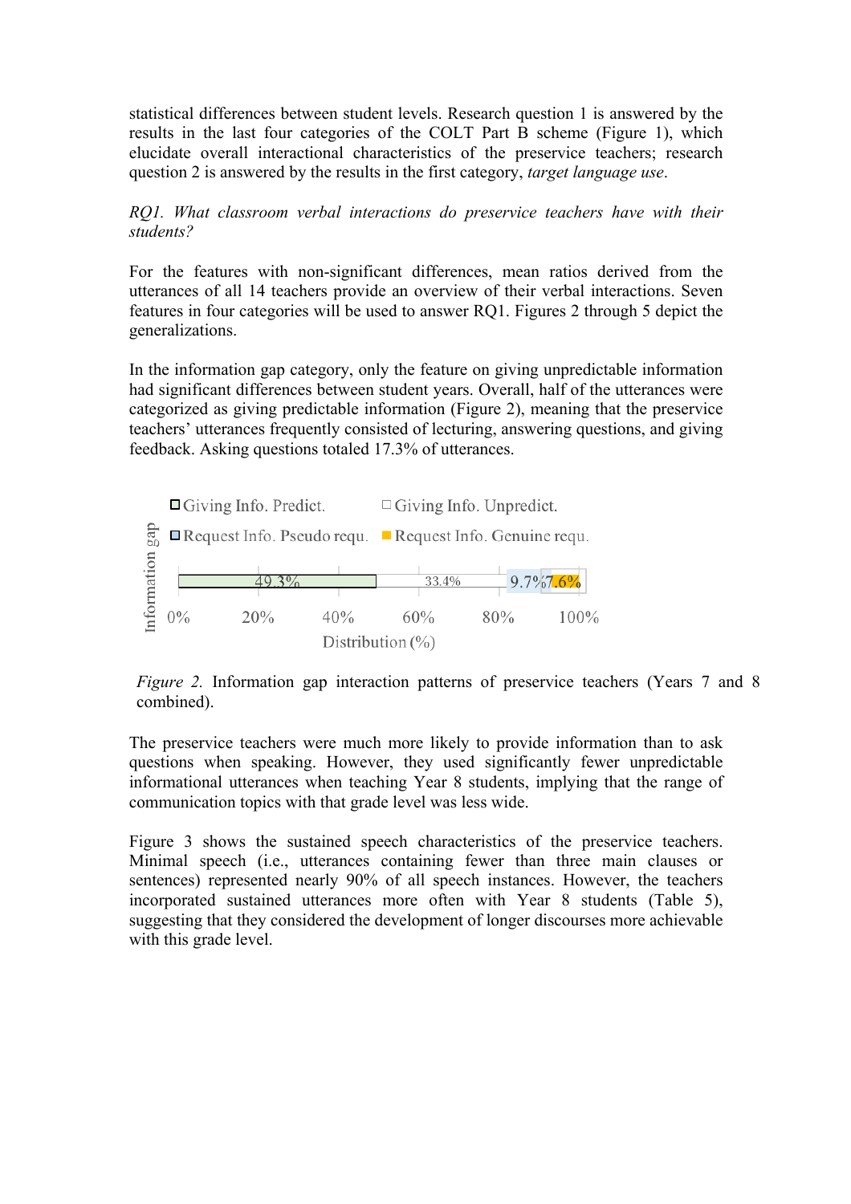statistical differences between student levels. Research question 1 is answered by the results in the last four categories of the COLT Part B scheme (Figure 1), which elucidate overall interactional characteristics of the preservice teachers; research question 2 is answered by the results in the first category, *target language use*.

*RQ1. What classroom verbal interactions do preservice teachers have with their students?*

For the features with non-significant differences, mean ratios derived from the utterances of all 14 teachers provide an overview of their verbal interactions. Seven features in four categories will be used to answer RQ1. Figures 2 through 5 depict the generalizations.

In the information gap category, only the feature on giving unpredictable information had significant differences between student years. Overall, half of the utterances were categorized as giving predictable information (Figure 2), meaning that the preservice teachers' utterances frequently consisted of lecturing, answering questions, and giving feedback. Asking questions totaled 17.3% of utterances.

*Figure 2.* Information gap interaction patterns of preservice teachers (Years 7 and 8 combined).

The preservice teachers were much more likely to provide information than to ask questions when speaking. However, they used significantly fewer unpredictable informational utterances when teaching Year 8 students, implying that the range of communication topics with that grade level was less wide.

Figure 3 shows the sustained speech characteristics of the preservice teachers. Minimal speech (i.e., utterances containing fewer than three main clauses or sentences) represented nearly 90% of all speech instances. However, the teachers incorporated sustained utterances more often with Year 8 students (Table 5), suggesting that they considered the development of longer discourses more achievable with this grade level.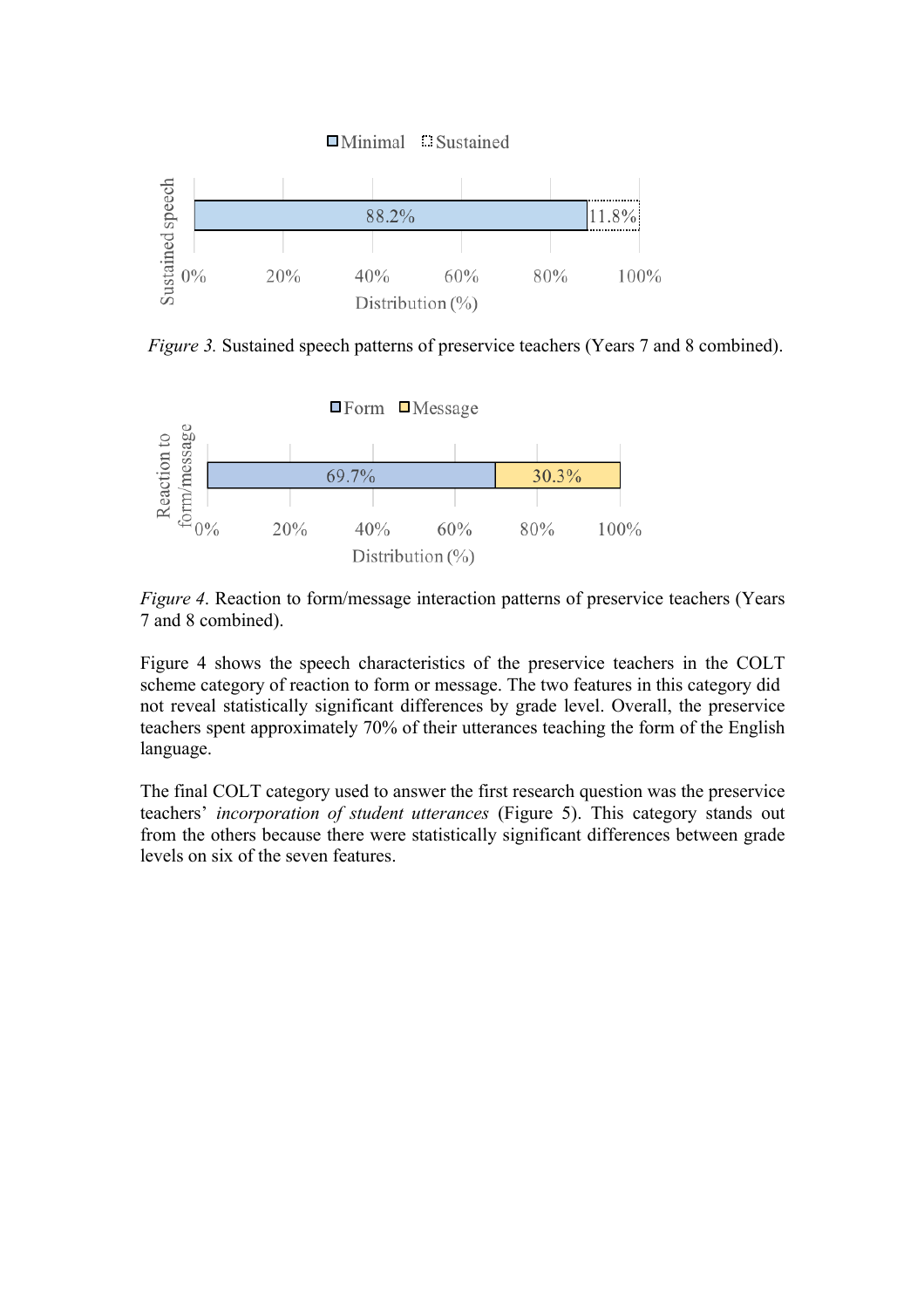*Figure 3.* Sustained speech patterns of preservice teachers (Years 7 and 8 combined).

*Figure 4*. Reaction to form/message interaction patterns of preservice teachers (Years 7 and 8 combined).

Figure 4 shows the speech characteristics of the preservice teachers in the COLT scheme category of reaction to form or message. The two features in this category did not reveal statistically significant differences by grade level. Overall, the preservice teachers spent approximately 70% of their utterances teaching the form of the English language.

The final COLT category used to answer the first research question was the preservice teachers' *incorporation of student utterances* (Figure 5). This category stands out from the others because there were statistically significant differences between grade levels on six of the seven features.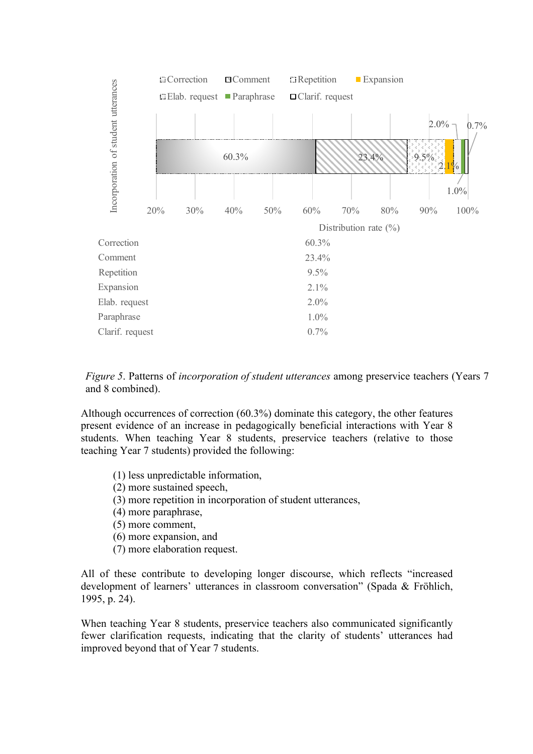| | |
|---|---|
| Correction | 60.3% |
| Comment | 23.4% |
| Repetition | 9.5% |
| Expansion | 2.1% |
| Elab. request | 2.0% |
| Paraphrase | 1.0% |
| Clarif. request | 0.7% |

*Figure 5*. Patterns of *incorporation of student utterances* among preservice teachers (Years 7 and 8 combined).

Although occurrences of correction (60.3%) dominate this category, the other features present evidence of an increase in pedagogically beneficial interactions with Year 8 students. When teaching Year 8 students, preservice teachers (relative to those teaching Year 7 students) provided the following:

(1) less unpredictable information,
(2) more sustained speech,
(3) more repetition in incorporation of student utterances,
(4) more paraphrase,
(5) more comment,
(6) more expansion, and
(7) more elaboration request.

All of these contribute to developing longer discourse, which reflects "increased development of learners' utterances in classroom conversation" (Spada & Fröhlich, 1995, p. 24).

When teaching Year 8 students, preservice teachers also communicated significantly fewer clarification requests, indicating that the clarity of students' utterances had improved beyond that of Year 7 students.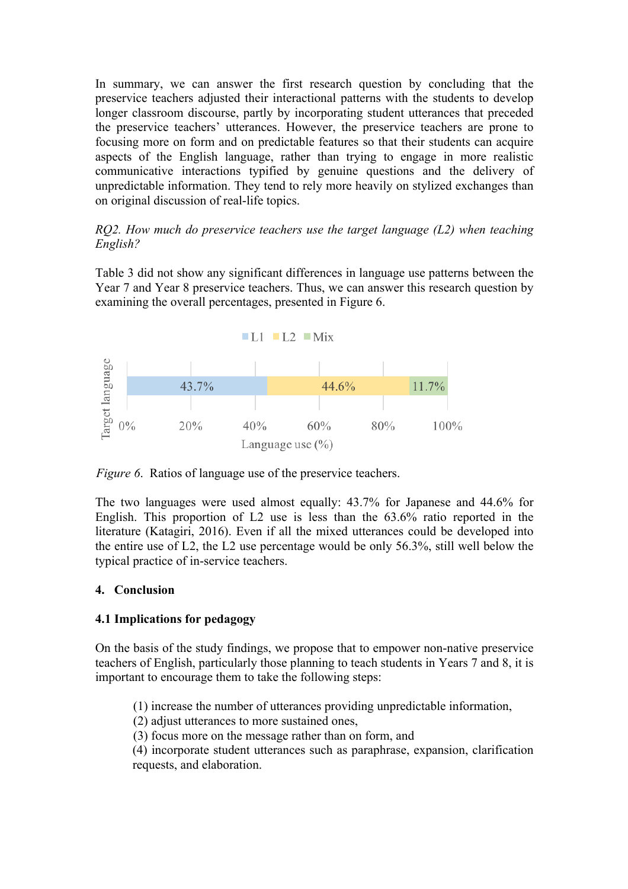In summary, we can answer the first research question by concluding that the preservice teachers adjusted their interactional patterns with the students to develop longer classroom discourse, partly by incorporating student utterances that preceded the preservice teachers' utterances. However, the preservice teachers are prone to focusing more on form and on predictable features so that their students can acquire aspects of the English language, rather than trying to engage in more realistic communicative interactions typified by genuine questions and the delivery of unpredictable information. They tend to rely more heavily on stylized exchanges than on original discussion of real-life topics.

*RQ2. How much do preservice teachers use the target language (L2) when teaching English?*

Table 3 did not show any significant differences in language use patterns between the Year 7 and Year 8 preservice teachers. Thus, we can answer this research question by examining the overall percentages, presented in Figure 6.

| Target language | L1 | L2 | Mix |
|---|---|---|---|
| Language use (%) | 43.7% | 44.6% | 11.7% |

*Figure 6.* Ratios of language use of the preservice teachers.

The two languages were used almost equally: 43.7% for Japanese and 44.6% for English. This proportion of L2 use is less than the 63.6% ratio reported in the literature (Katagiri, 2016). Even if all the mixed utterances could be developed into the entire use of L2, the L2 use percentage would be only 56.3%, still well below the typical practice of in-service teachers.

## 4. Conclusion

### 4.1 Implications for pedagogy

On the basis of the study findings, we propose that to empower non-native preservice teachers of English, particularly those planning to teach students in Years 7 and 8, it is important to encourage them to take the following steps:

(1) increase the number of utterances providing unpredictable information,
(2) adjust utterances to more sustained ones,
(3) focus more on the message rather than on form, and
(4) incorporate student utterances such as paraphrase, expansion, clarification requests, and elaboration.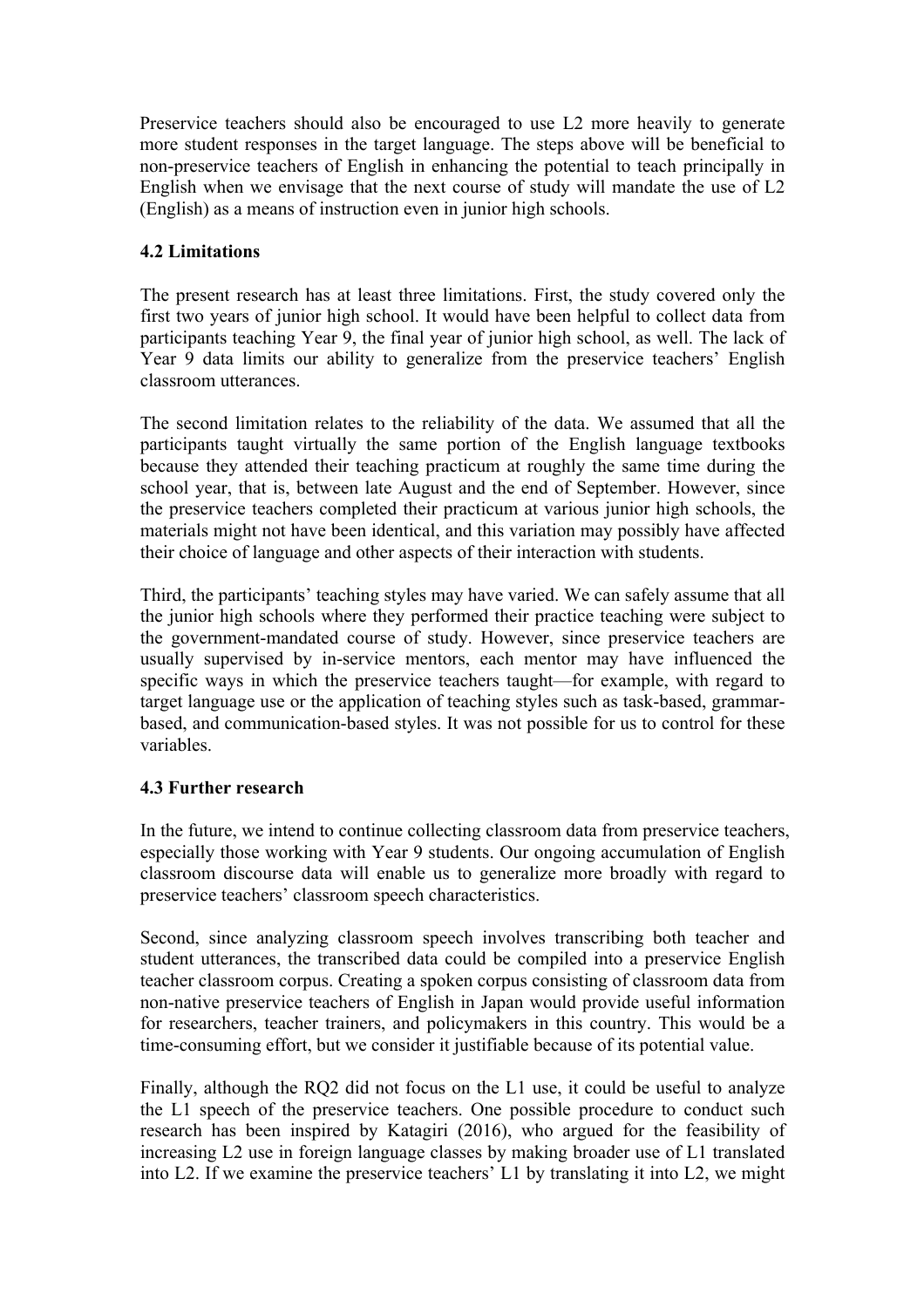Preservice teachers should also be encouraged to use L2 more heavily to generate more student responses in the target language. The steps above will be beneficial to non-preservice teachers of English in enhancing the potential to teach principally in English when we envisage that the next course of study will mandate the use of L2 (English) as a means of instruction even in junior high schools.

### 4.2 Limitations

The present research has at least three limitations. First, the study covered only the first two years of junior high school. It would have been helpful to collect data from participants teaching Year 9, the final year of junior high school, as well. The lack of Year 9 data limits our ability to generalize from the preservice teachers' English classroom utterances.

The second limitation relates to the reliability of the data. We assumed that all the participants taught virtually the same portion of the English language textbooks because they attended their teaching practicum at roughly the same time during the school year, that is, between late August and the end of September. However, since the preservice teachers completed their practicum at various junior high schools, the materials might not have been identical, and this variation may possibly have affected their choice of language and other aspects of their interaction with students.

Third, the participants' teaching styles may have varied. We can safely assume that all the junior high schools where they performed their practice teaching were subject to the government-mandated course of study. However, since preservice teachers are usually supervised by in-service mentors, each mentor may have influenced the specific ways in which the preservice teachers taught—for example, with regard to target language use or the application of teaching styles such as task-based, grammar-based, and communication-based styles. It was not possible for us to control for these variables.

### 4.3 Further research

In the future, we intend to continue collecting classroom data from preservice teachers, especially those working with Year 9 students. Our ongoing accumulation of English classroom discourse data will enable us to generalize more broadly with regard to preservice teachers' classroom speech characteristics.

Second, since analyzing classroom speech involves transcribing both teacher and student utterances, the transcribed data could be compiled into a preservice English teacher classroom corpus. Creating a spoken corpus consisting of classroom data from non-native preservice teachers of English in Japan would provide useful information for researchers, teacher trainers, and policymakers in this country. This would be a time-consuming effort, but we consider it justifiable because of its potential value.

Finally, although the RQ2 did not focus on the L1 use, it could be useful to analyze the L1 speech of the preservice teachers. One possible procedure to conduct such research has been inspired by Katagiri (2016), who argued for the feasibility of increasing L2 use in foreign language classes by making broader use of L1 translated into L2. If we examine the preservice teachers' L1 by translating it into L2, we might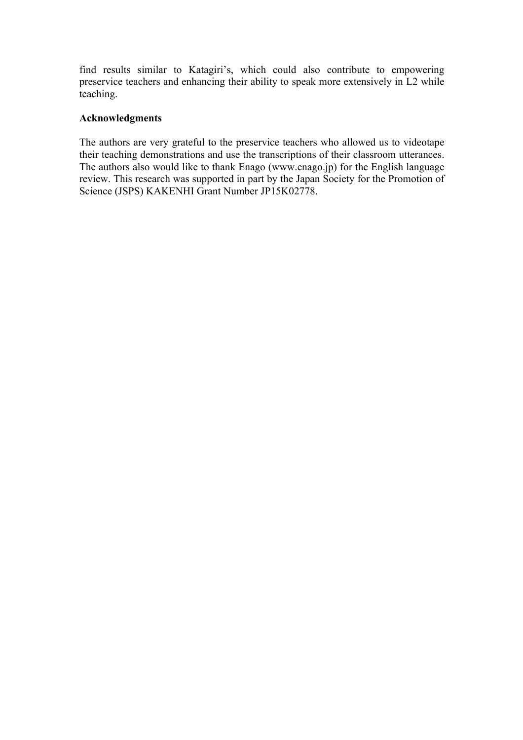find results similar to Katagiri's, which could also contribute to empowering preservice teachers and enhancing their ability to speak more extensively in L2 while teaching.

## Acknowledgments

The authors are very grateful to the preservice teachers who allowed us to videotape their teaching demonstrations and use the transcriptions of their classroom utterances. The authors also would like to thank Enago (www.enago.jp) for the English language review. This research was supported in part by the Japan Society for the Promotion of Science (JSPS) KAKENHI Grant Number JP15K02778.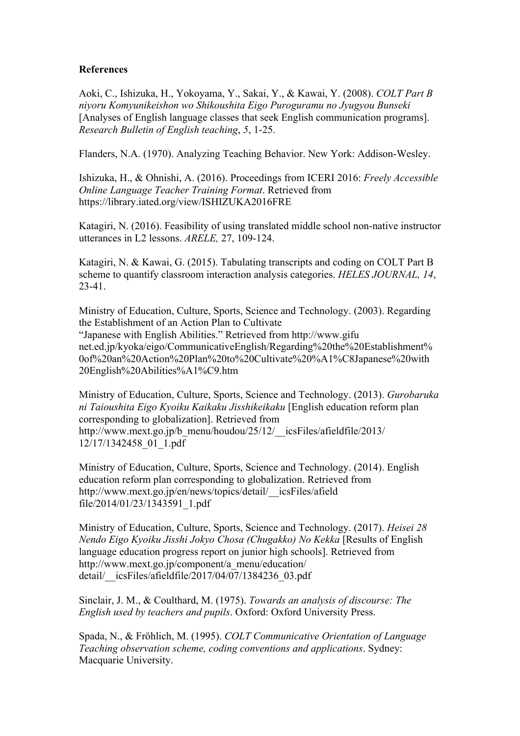**References**

Aoki, C., Ishizuka, H., Yokoyama, Y., Sakai, Y., & Kawai, Y. (2008). *COLT Part B niyoru Komyunikeishon wo Shikoushita Eigo Puroguramu no Jyugyou Bunseki* [Analyses of English language classes that seek English communication programs]. *Research Bulletin of English teaching*, *5*, 1-25.

Flanders, N.A. (1970). Analyzing Teaching Behavior. New York: Addison-Wesley.

Ishizuka, H., & Ohnishi, A. (2016). Proceedings from ICERI 2016: *Freely Accessible Online Language Teacher Training Format*. Retrieved from https://library.iated.org/view/ISHIZUKA2016FRE

Katagiri, N. (2016). Feasibility of using translated middle school non-native instructor utterances in L2 lessons. *ARELE,* 27, 109-124.

Katagiri, N. & Kawai, G. (2015). Tabulating transcripts and coding on COLT Part B scheme to quantify classroom interaction analysis categories. *HELES JOURNAL, 14*, 23-41.

Ministry of Education, Culture, Sports, Science and Technology. (2003). Regarding the Establishment of an Action Plan to Cultivate "Japanese with English Abilities." Retrieved from http://www.gifu net.ed.jp/kyoka/eigo/CommunicativeEnglish/Regarding%20the%20Establishment%0of%20an%20Action%20Plan%20to%20Cultivate%20%A1%C8Japanese%20with 20English%20Abilities%A1%C9.htm

Ministry of Education, Culture, Sports, Science and Technology. (2013). *Gurobaruka ni Taioushita Eigo Kyoiku Kaikaku Jisshikeikaku* [English education reform plan corresponding to globalization]. Retrieved from http://www.mext.go.jp/b_menu/houdou/25/12/__icsFiles/afieldfile/2013/12/17/1342458_01_1.pdf

Ministry of Education, Culture, Sports, Science and Technology. (2014). English education reform plan corresponding to globalization. Retrieved from http://www.mext.go.jp/en/news/topics/detail/__icsFiles/afield file/2014/01/23/1343591_1.pdf

Ministry of Education, Culture, Sports, Science and Technology. (2017). *Heisei 28 Nendo Eigo Kyoiku Jisshi Jokyo Chosa (Chugakko) No Kekka* [Results of English language education progress report on junior high schools]. Retrieved from http://www.mext.go.jp/component/a_menu/education/detail/__icsFiles/afieldfile/2017/04/07/1384236_03.pdf

Sinclair, J. M., & Coulthard, M. (1975). *Towards an analysis of discourse: The English used by teachers and pupils*. Oxford: Oxford University Press.

Spada, N., & Fröhlich, M. (1995). *COLT Communicative Orientation of Language Teaching observation scheme, coding conventions and applications*. Sydney: Macquarie University.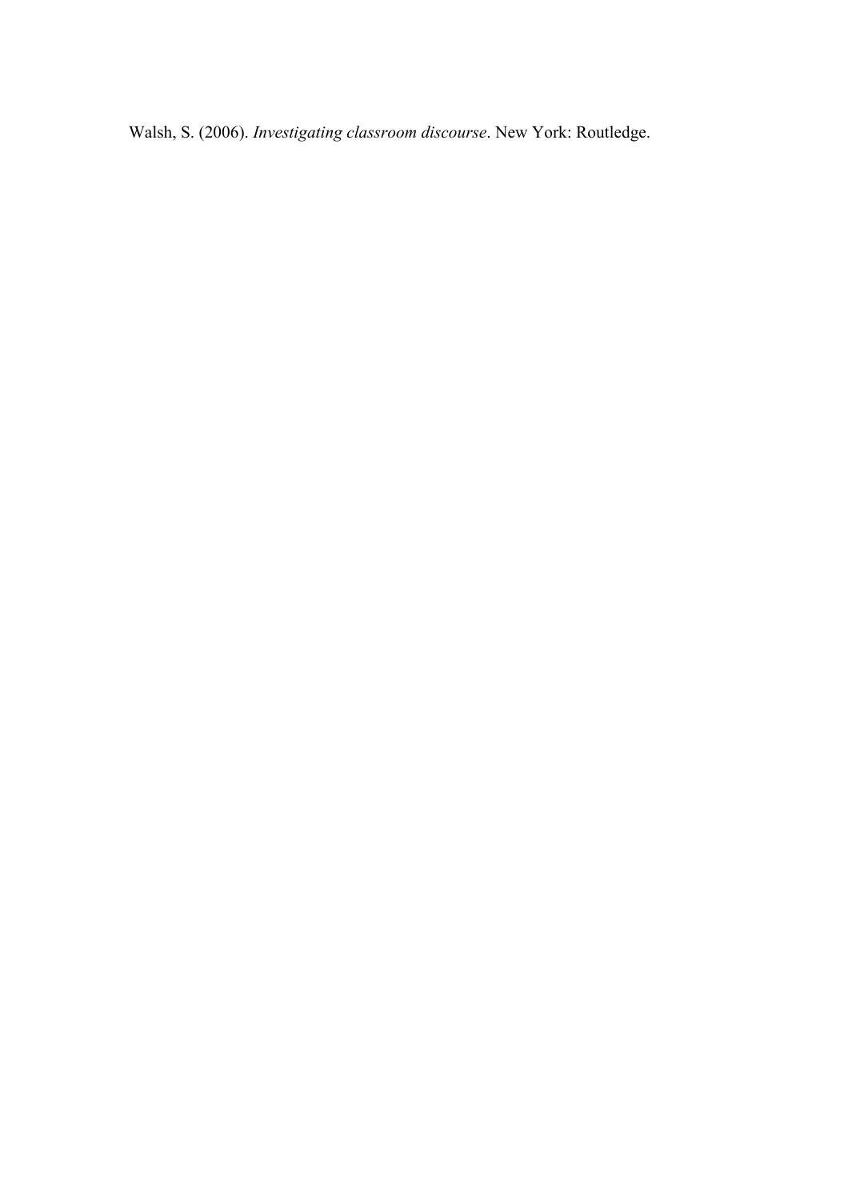Walsh, S. (2006). *Investigating classroom discourse*. New York: Routledge.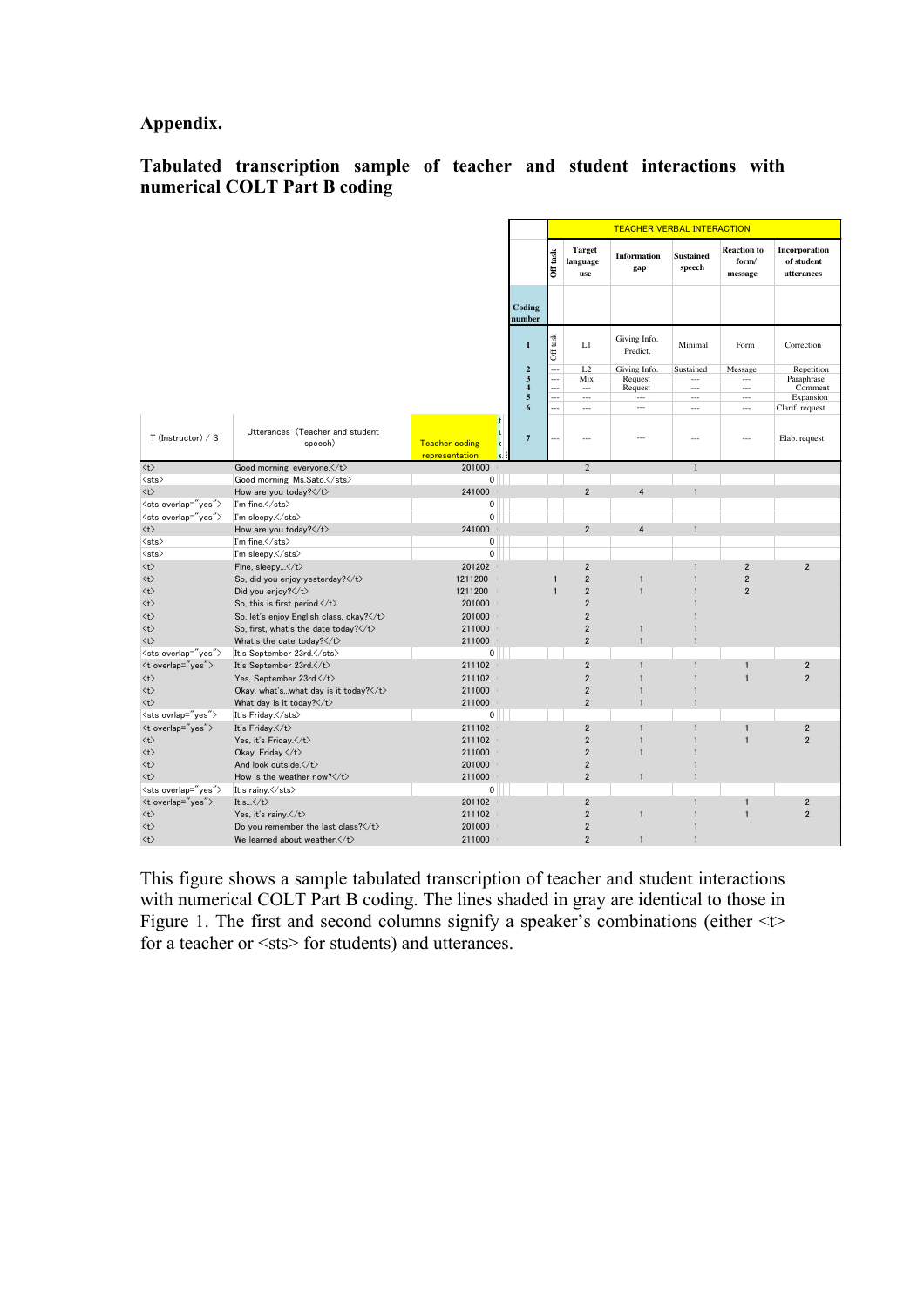# Appendix.

## Tabulated transcription sample of teacher and student interactions with numerical COLT Part B coding

| T (Instructor) / S | Utterances（Teacher and student speech） | Teacher coding representation | Coding number | Off task | Target language use | Information gap | Sustained speech | Reaction to form/ message | Incorporation of student utterances |
|---|---|---|---|---|---|---|---|---|---|
| | | | | TEACHER VERBAL INTERACTION | | | | | |
| | | | 1 | Off task | L1 | Giving Info. Predict. | Minimal | Form | Correction |
| | | | 2 | --- | L2 | Giving Info. | Sustained | Message | Repetition |
| | | | 3 | --- | Mix | Request | --- | --- | Paraphrase |
| | | | 4 | --- | --- | Request | --- | --- | Comment |
| | | | 5 | --- | --- | --- | --- | --- | Expansion |
| | | | 6 | --- | --- | --- | --- | --- | Clarif. request |
| | | | 7 | --- | --- | --- | --- | --- | Elab. request |
| <t> | Good morning, everyone.</t> | 201000 | | | 2 | | 1 | | |
| <sts> | Good morning, Ms.Sato.</sts> | 0 | | | | | | | |
| <t> | How are you today?</t> | 241000 | | | 2 | 4 | 1 | | |
| <sts overlap="yes"> | I'm fine.</sts> | 0 | | | | | | | |
| <sts overlap="yes"> | I'm sleepy.</sts> | 0 | | | | | | | |
| <t> | How are you today?</t> | 241000 | | | 2 | 4 | 1 | | |
| <sts> | I'm fine.</sts> | 0 | | | | | | | |
| <sts> | I'm sleepy.</sts> | 0 | | | | | | | |
| <t> | Fine, sleepy...</t> | 201202 | | | 2 | | 1 | 2 | 2 |
| <t> | So, did you enjoy yesterday?</t> | 1211200 | | 1 | 2 | 1 | 1 | 2 | |
| <t> | Did you enjoy?</t> | 1211200 | | 1 | 2 | 1 | 1 | 2 | |
| <t> | So, this is first period.</t> | 201000 | | | 2 | | 1 | | |
| <t> | So, let's enjoy English class, okay?</t> | 201000 | | | 2 | | 1 | | |
| <t> | So, first, what's the date today?</t> | 211000 | | | 2 | 1 | 1 | | |
| <t> | What's the date today?</t> | 211000 | | | 2 | 1 | 1 | | |
| <sts overlap="yes"> | It's September 23rd.</sts> | 0 | | | | | | | |
| <t overlap="yes"> | It's September 23rd.</t> | 211102 | | | 2 | 1 | 1 | 1 | 2 |
| <t> | Yes, September 23rd.</t> | 211102 | | | 2 | 1 | 1 | 1 | 2 |
| <t> | Okay, what's...what day is it today?</t> | 211000 | | | 2 | 1 | 1 | | |
| <t> | What day is it today?</t> | 211000 | | | 2 | 1 | 1 | | |
| <sts ovrlap="yes"> | It's Friday.</sts> | 0 | | | | | | | |
| <t overlap="yes"> | It's Friday.</t> | 211102 | | | 2 | 1 | 1 | 1 | 2 |
| <t> | Yes, it's Friday.</t> | 211102 | | | 2 | 1 | 1 | 1 | 2 |
| <t> | Okay, Friday.</t> | 211000 | | | 2 | 1 | 1 | | |
| <t> | And look outside.</t> | 201000 | | | 2 | | 1 | | |
| <t> | How is the weather now?</t> | 211000 | | | 2 | 1 | 1 | | |
| <sts overlap="yes"> | It's rainy.</sts> | 0 | | | | | | | |
| <t overlap="yes"> | It's...</t> | 201102 | | | 2 | | 1 | 1 | 2 |
| <t> | Yes, it's rainy.</t> | 211102 | | | 2 | 1 | 1 | 1 | 2 |
| <t> | Do you remember the last class?</t> | 201000 | | | 2 | | 1 | | |
| <t> | We learned about weather.</t> | 211000 | | | 2 | 1 | 1 | | |

This figure shows a sample tabulated transcription of teacher and student interactions with numerical COLT Part B coding. The lines shaded in gray are identical to those in Figure 1. The first and second columns signify a speaker's combinations (either <t> for a teacher or <sts> for students) and utterances.